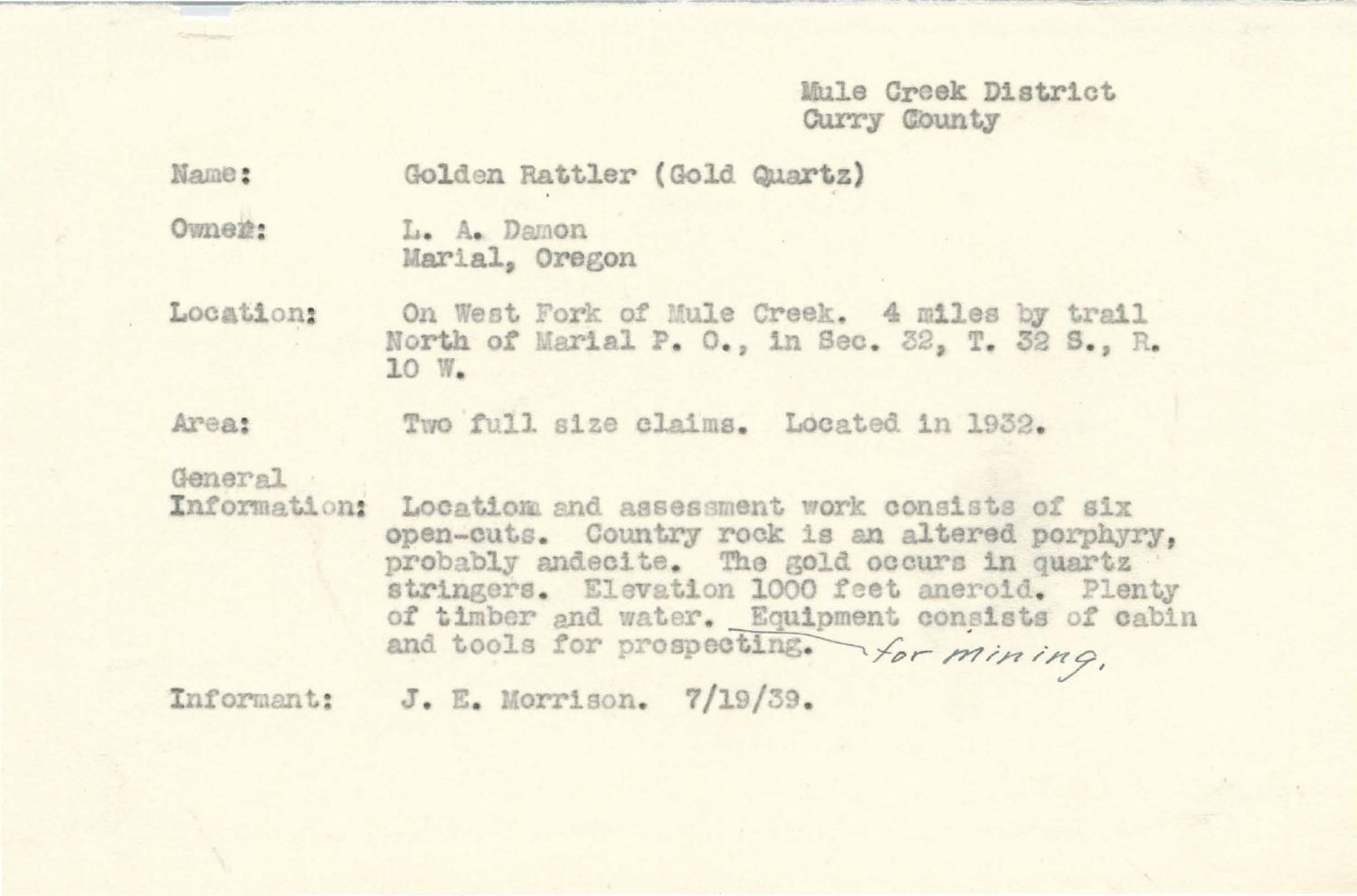Mule Creek District
Curry County

**Name:** Golden Rattler (Gold Quartz)

**Owner:** L. A. Damon
Marial, Oregon

**Location:** On West Fork of Mule Creek. 4 miles by trail North of Marial P. O., in Sec. 32, T. 32 S., R. 10 W.

**Area:** Two full size claims. Located in 1932.

**General Information:** Location and assessment work consists of six open-cuts. Country rock is an altered porphyry, probably andecite. The gold occurs in quartz stringers. Elevation 1000 feet aneroid. Plenty of timber and water. Equipment consists of cabin and tools for prospecting. *for mining.*

**Informant:** J. E. Morrison. 7/19/39.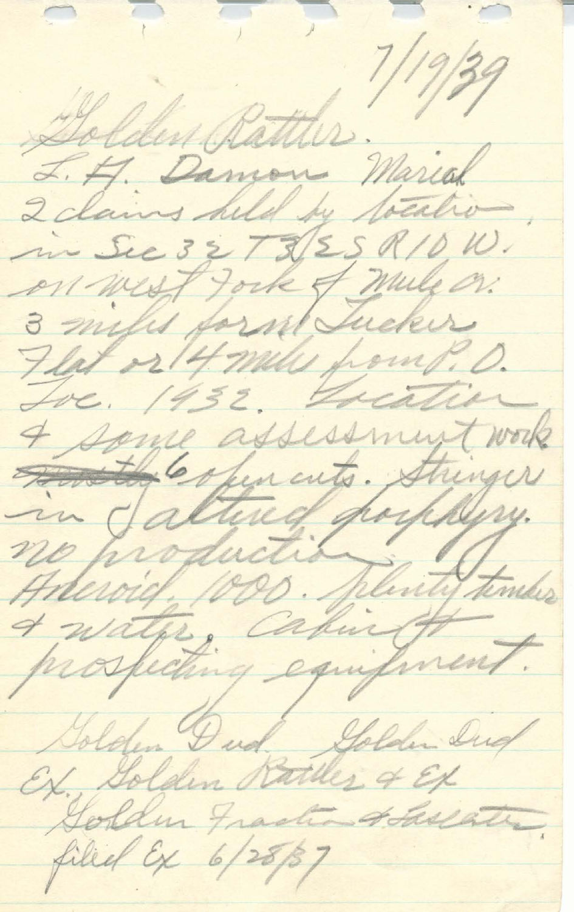7/19/39

Golden Rattler.

L. H. Damon Marial

2 claims held by location, in Sec 32 T 3 ½ S R 10 W. on west Fork of Mule cr. 3 miles from Tucker Flat or 14 mile from P.O.

Loc. 1932. Location & some assessment work ~~mostly~~ 6 open cuts. Stringer in altered porphyry. no production

Aneroid. 1000. Plenty timber & water. Cabin & prospecting equipment.

Golden Dud. Golden Dud Ex. Golden Rattler & Ex Golden Fraction & Lasslater filed Ex 6/28/37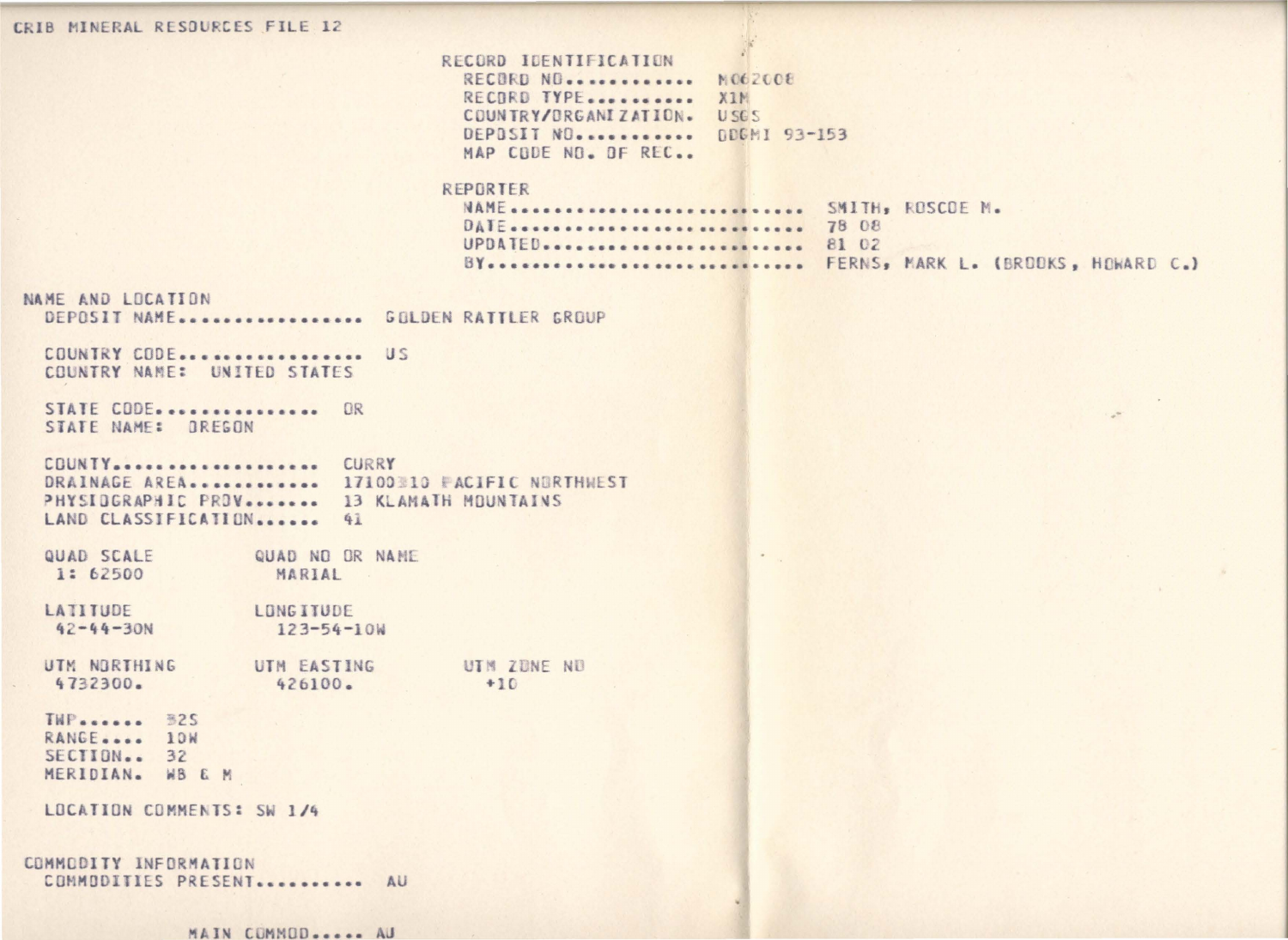CRIB MINERAL RESOURCES FILE 12

RECORD IDENTIFICATION
  RECORD NO............ M062008
  RECORD TYPE.......... X1M
  COUNTRY/ORGANIZATION. USGS
  DEPOSIT NO........... DDGMI 93-153
  MAP CODE NO. OF REC..

REPORTER
  NAME........................ SMITH, ROSCOE M.
  DATE........................ 78 08
  UPDATED..................... 81 02
  BY.......................... FERNS, MARK L. (BROOKS, HOWARD C.)

NAME AND LOCATION
  DEPOSIT NAME................. GOLDEN RATTLER GROUP

  COUNTRY CODE................. US
  COUNTRY NAME: UNITED STATES

  STATE CODE............... OR
  STATE NAME: OREGON

  COUNTY................... CURRY
  DRAINAGE AREA............ 17100310 PACIFIC NORTHWEST
  PHYSIOGRAPHIC PROV....... 13 KLAMATH MOUNTAINS
  LAND CLASSIFICATION...... 41

  QUAD SCALE          QUAD NO OR NAME
  1: 62500              MARIAL

  LATITUDE            LONGITUDE
  42-44-30N           123-54-10W

  UTM NORTHING        UTM EASTING        UTM ZONE NO
  4732300.            426100.            +10

  TWP...... 32S
  RANGE.... 10W
  SECTION.. 32
  MERIDIAN. WB & M

  LOCATION COMMENTS: SW 1/4

COMMODITY INFORMATION
  COMMODITIES PRESENT.......... AU

  MAIN COMMOD..... AU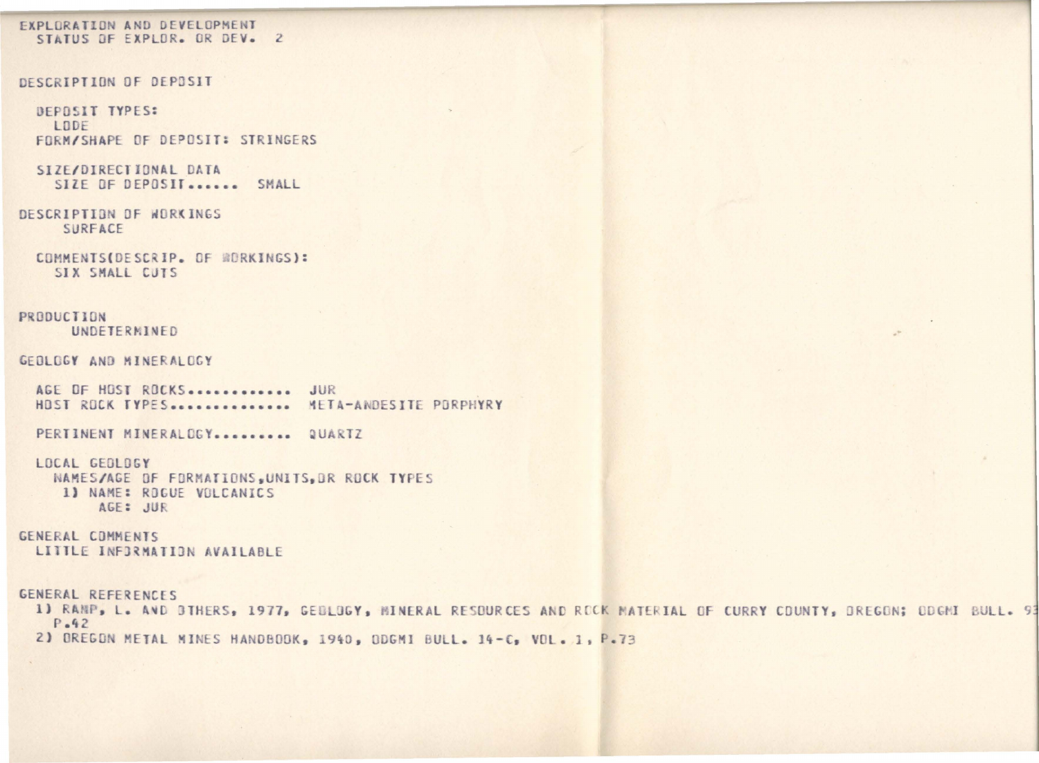EXPLORATION AND DEVELOPMENT
STATUS OF EXPLOR. OR DEV. 2

DESCRIPTION OF DEPOSIT

DEPOSIT TYPES:
LODE
FORM/SHAPE OF DEPOSIT: STRINGERS

SIZE/DIRECTIONAL DATA
SIZE OF DEPOSIT...... SMALL

DESCRIPTION OF WORKINGS
SURFACE

COMMENTS(DESCRIP. OF WORKINGS):
SIX SMALL CUTS

PRODUCTION
UNDETERMINED

GEOLOGY AND MINERALOGY

AGE OF HOST ROCKS............ JUR
HOST ROCK TYPES.............. META-ANDESITE PORPHYRY

PERTINENT MINERALOGY......... QUARTZ

LOCAL GEOLOGY
NAMES/AGE OF FORMATIONS,UNITS,OR ROCK TYPES
1) NAME: ROGUE VOLCANICS
AGE: JUR

GENERAL COMMENTS
LITTLE INFORMATION AVAILABLE

GENERAL REFERENCES
1) RAMP, L. AND OTHERS, 1977, GEOLOGY, MINERAL RESOURCES AND ROCK MATERIAL OF CURRY COUNTY, OREGON; ODGMI BULL. 93
P.42
2) OREGON METAL MINES HANDBOOK, 1940, ODGMI BULL. 14-C, VOL. 1, P.73